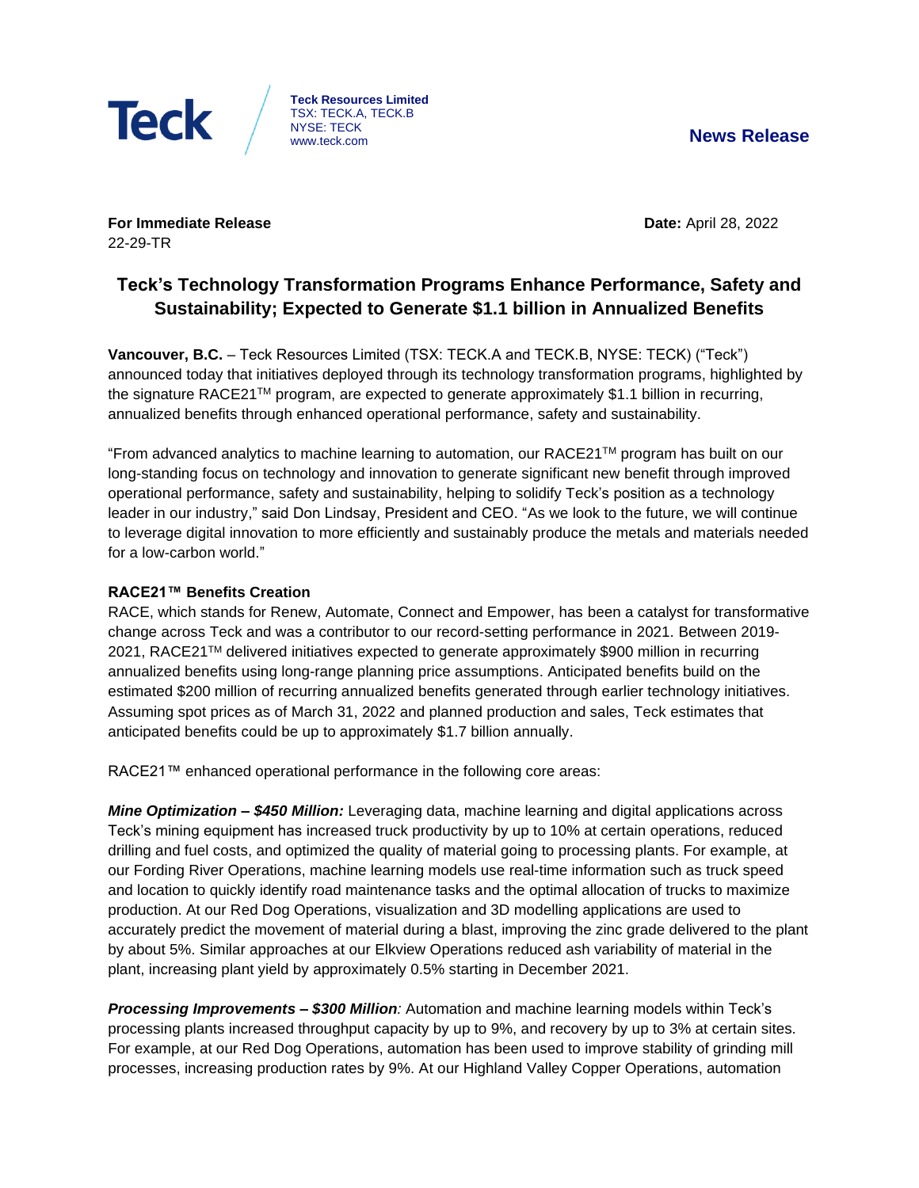**Teck Resources Limited**
TSX: TECK.A, TECK.B
NYSE: TECK
www.teck.com

**News Release**

**For Immediate Release**
22-29-TR

**Date:** April 28, 2022

# Teck's Technology Transformation Programs Enhance Performance, Safety and Sustainability; Expected to Generate $1.1 billion in Annualized Benefits

**Vancouver, B.C.** – Teck Resources Limited (TSX: TECK.A and TECK.B, NYSE: TECK) ("Teck") announced today that initiatives deployed through its technology transformation programs, highlighted by the signature RACE21™ program, are expected to generate approximately $1.1 billion in recurring, annualized benefits through enhanced operational performance, safety and sustainability.

"From advanced analytics to machine learning to automation, our RACE21™ program has built on our long-standing focus on technology and innovation to generate significant new benefit through improved operational performance, safety and sustainability, helping to solidify Teck's position as a technology leader in our industry," said Don Lindsay, President and CEO. "As we look to the future, we will continue to leverage digital innovation to more efficiently and sustainably produce the metals and materials needed for a low-carbon world."

**RACE21™ Benefits Creation**

RACE, which stands for Renew, Automate, Connect and Empower, has been a catalyst for transformative change across Teck and was a contributor to our record-setting performance in 2021. Between 2019-2021, RACE21™ delivered initiatives expected to generate approximately $900 million in recurring annualized benefits using long-range planning price assumptions. Anticipated benefits build on the estimated $200 million of recurring annualized benefits generated through earlier technology initiatives. Assuming spot prices as of March 31, 2022 and planned production and sales, Teck estimates that anticipated benefits could be up to approximately $1.7 billion annually.

RACE21™ enhanced operational performance in the following core areas:

***Mine Optimization – $450 Million:*** Leveraging data, machine learning and digital applications across Teck's mining equipment has increased truck productivity by up to 10% at certain operations, reduced drilling and fuel costs, and optimized the quality of material going to processing plants. For example, at our Fording River Operations, machine learning models use real-time information such as truck speed and location to quickly identify road maintenance tasks and the optimal allocation of trucks to maximize production. At our Red Dog Operations, visualization and 3D modelling applications are used to accurately predict the movement of material during a blast, improving the zinc grade delivered to the plant by about 5%. Similar approaches at our Elkview Operations reduced ash variability of material in the plant, increasing plant yield by approximately 0.5% starting in December 2021.

***Processing Improvements – $300 Million:*** Automation and machine learning models within Teck's processing plants increased throughput capacity by up to 9%, and recovery by up to 3% at certain sites. For example, at our Red Dog Operations, automation has been used to improve stability of grinding mill processes, increasing production rates by 9%. At our Highland Valley Copper Operations, automation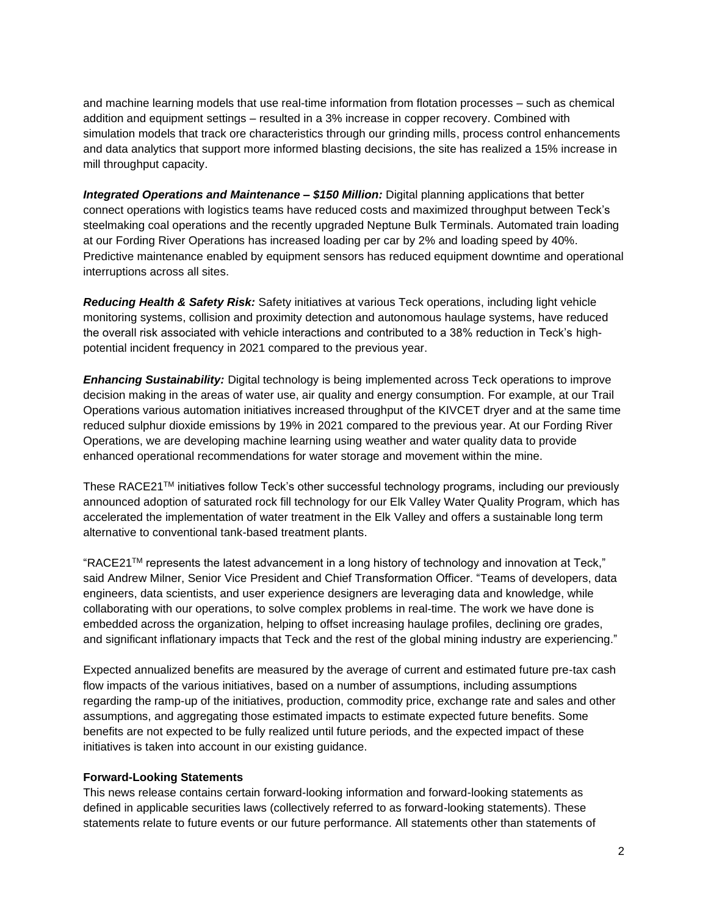and machine learning models that use real-time information from flotation processes – such as chemical addition and equipment settings – resulted in a 3% increase in copper recovery. Combined with simulation models that track ore characteristics through our grinding mills, process control enhancements and data analytics that support more informed blasting decisions, the site has realized a 15% increase in mill throughput capacity.

***Integrated Operations and Maintenance – $150 Million:*** Digital planning applications that better connect operations with logistics teams have reduced costs and maximized throughput between Teck's steelmaking coal operations and the recently upgraded Neptune Bulk Terminals. Automated train loading at our Fording River Operations has increased loading per car by 2% and loading speed by 40%. Predictive maintenance enabled by equipment sensors has reduced equipment downtime and operational interruptions across all sites.

***Reducing Health & Safety Risk:*** Safety initiatives at various Teck operations, including light vehicle monitoring systems, collision and proximity detection and autonomous haulage systems, have reduced the overall risk associated with vehicle interactions and contributed to a 38% reduction in Teck's high-potential incident frequency in 2021 compared to the previous year.

***Enhancing Sustainability:*** Digital technology is being implemented across Teck operations to improve decision making in the areas of water use, air quality and energy consumption. For example, at our Trail Operations various automation initiatives increased throughput of the KIVCET dryer and at the same time reduced sulphur dioxide emissions by 19% in 2021 compared to the previous year. At our Fording River Operations, we are developing machine learning using weather and water quality data to provide enhanced operational recommendations for water storage and movement within the mine.

These RACE21™ initiatives follow Teck's other successful technology programs, including our previously announced adoption of saturated rock fill technology for our Elk Valley Water Quality Program, which has accelerated the implementation of water treatment in the Elk Valley and offers a sustainable long term alternative to conventional tank-based treatment plants.

"RACE21™ represents the latest advancement in a long history of technology and innovation at Teck," said Andrew Milner, Senior Vice President and Chief Transformation Officer. "Teams of developers, data engineers, data scientists, and user experience designers are leveraging data and knowledge, while collaborating with our operations, to solve complex problems in real-time. The work we have done is embedded across the organization, helping to offset increasing haulage profiles, declining ore grades, and significant inflationary impacts that Teck and the rest of the global mining industry are experiencing."

Expected annualized benefits are measured by the average of current and estimated future pre-tax cash flow impacts of the various initiatives, based on a number of assumptions, including assumptions regarding the ramp-up of the initiatives, production, commodity price, exchange rate and sales and other assumptions, and aggregating those estimated impacts to estimate expected future benefits. Some benefits are not expected to be fully realized until future periods, and the expected impact of these initiatives is taken into account in our existing guidance.

**Forward-Looking Statements**

This news release contains certain forward-looking information and forward-looking statements as defined in applicable securities laws (collectively referred to as forward-looking statements). These statements relate to future events or our future performance. All statements other than statements of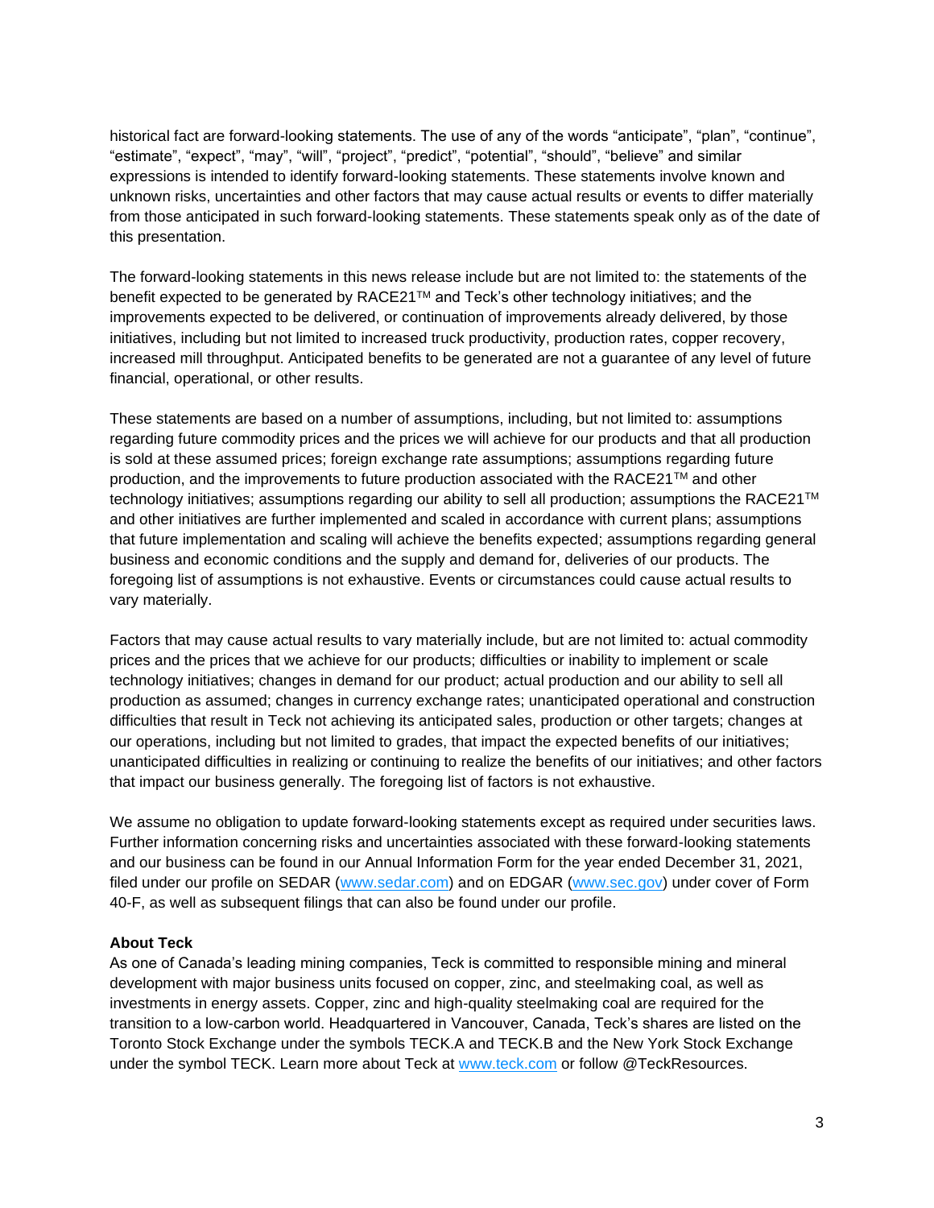historical fact are forward-looking statements. The use of any of the words “anticipate”, “plan”, “continue”, “estimate”, “expect”, “may”, “will”, “project”, “predict”, “potential”, “should”, “believe” and similar expressions is intended to identify forward-looking statements. These statements involve known and unknown risks, uncertainties and other factors that may cause actual results or events to differ materially from those anticipated in such forward-looking statements. These statements speak only as of the date of this presentation.

The forward-looking statements in this news release include but are not limited to: the statements of the benefit expected to be generated by RACE21™ and Teck’s other technology initiatives; and the improvements expected to be delivered, or continuation of improvements already delivered, by those initiatives, including but not limited to increased truck productivity, production rates, copper recovery, increased mill throughput. Anticipated benefits to be generated are not a guarantee of any level of future financial, operational, or other results.

These statements are based on a number of assumptions, including, but not limited to: assumptions regarding future commodity prices and the prices we will achieve for our products and that all production is sold at these assumed prices; foreign exchange rate assumptions; assumptions regarding future production, and the improvements to future production associated with the RACE21™ and other technology initiatives; assumptions regarding our ability to sell all production; assumptions the RACE21™ and other initiatives are further implemented and scaled in accordance with current plans; assumptions that future implementation and scaling will achieve the benefits expected; assumptions regarding general business and economic conditions and the supply and demand for, deliveries of our products. The foregoing list of assumptions is not exhaustive. Events or circumstances could cause actual results to vary materially.

Factors that may cause actual results to vary materially include, but are not limited to: actual commodity prices and the prices that we achieve for our products; difficulties or inability to implement or scale technology initiatives; changes in demand for our product; actual production and our ability to sell all production as assumed; changes in currency exchange rates; unanticipated operational and construction difficulties that result in Teck not achieving its anticipated sales, production or other targets; changes at our operations, including but not limited to grades, that impact the expected benefits of our initiatives; unanticipated difficulties in realizing or continuing to realize the benefits of our initiatives; and other factors that impact our business generally. The foregoing list of factors is not exhaustive.

We assume no obligation to update forward-looking statements except as required under securities laws. Further information concerning risks and uncertainties associated with these forward-looking statements and our business can be found in our Annual Information Form for the year ended December 31, 2021, filed under our profile on SEDAR (www.sedar.com) and on EDGAR (www.sec.gov) under cover of Form 40-F, as well as subsequent filings that can also be found under our profile.

**About Teck**

As one of Canada’s leading mining companies, Teck is committed to responsible mining and mineral development with major business units focused on copper, zinc, and steelmaking coal, as well as investments in energy assets. Copper, zinc and high-quality steelmaking coal are required for the transition to a low-carbon world. Headquartered in Vancouver, Canada, Teck’s shares are listed on the Toronto Stock Exchange under the symbols TECK.A and TECK.B and the New York Stock Exchange under the symbol TECK. Learn more about Teck at www.teck.com or follow @TeckResources.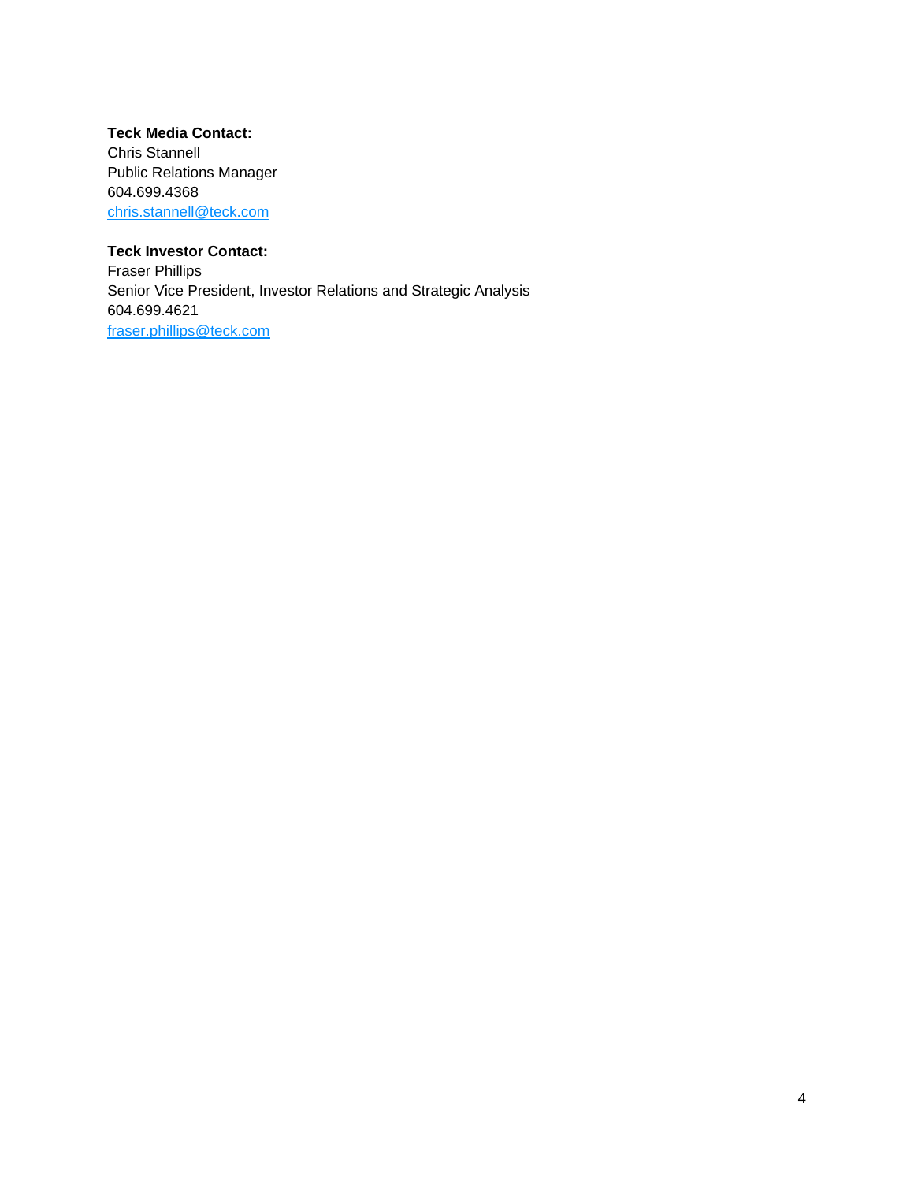**Teck Media Contact:**
Chris Stannell
Public Relations Manager
604.699.4368
chris.stannell@teck.com

**Teck Investor Contact:**
Fraser Phillips
Senior Vice President, Investor Relations and Strategic Analysis
604.699.4621
fraser.phillips@teck.com